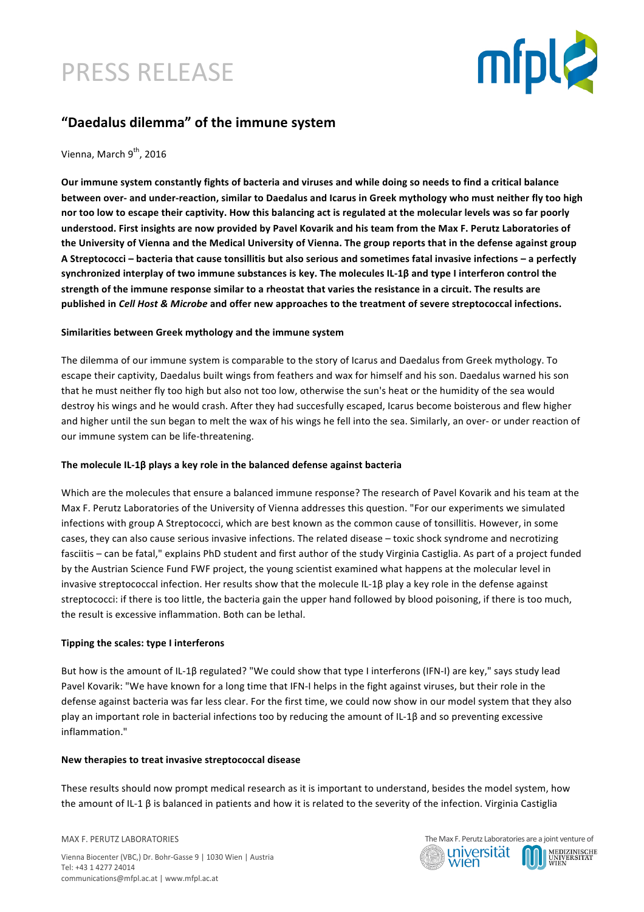# PRESS RELEASE

## "Daedalus dilemma" of the immune system

Vienna, March 9th, 2016

**Our immune system constantly fights of bacteria and viruses and while doing so needs to find a critical balance between over- and under-reaction, similar to Daedalus and Icarus in Greek mythology who must neither fly too high nor too low to escape their captivity. How this balancing act is regulated at the molecular levels was so far poorly understood. First insights are now provided by Pavel Kovarik and his team from the Max F. Perutz Laboratories of the University of Vienna and the Medical University of Vienna. The group reports that in the defense against group A Streptococci – bacteria that cause tonsillitis but also serious and sometimes fatal invasive infections – a perfectly synchronized interplay of two immune substances is key. The molecules IL-1β and type I interferon control the strength of the immune response similar to a rheostat that varies the resistance in a circuit. The results are published in *Cell Host & Microbe* and offer new approaches to the treatment of severe streptococcal infections.**

### Similarities between Greek mythology and the immune system

The dilemma of our immune system is comparable to the story of Icarus and Daedalus from Greek mythology. To escape their captivity, Daedalus built wings from feathers and wax for himself and his son. Daedalus warned his son that he must neither fly too high but also not too low, otherwise the sun's heat or the humidity of the sea would destroy his wings and he would crash. After they had succesfully escaped, Icarus become boisterous and flew higher and higher until the sun began to melt the wax of his wings he fell into the sea. Similarly, an over- or under reaction of our immune system can be life-threatening.

### The molecule IL-1β plays a key role in the balanced defense against bacteria

Which are the molecules that ensure a balanced immune response? The research of Pavel Kovarik and his team at the Max F. Perutz Laboratories of the University of Vienna addresses this question. "For our experiments we simulated infections with group A Streptococci, which are best known as the common cause of tonsillitis. However, in some cases, they can also cause serious invasive infections. The related disease – toxic shock syndrome and necrotizing fasciitis – can be fatal," explains PhD student and first author of the study Virginia Castiglia. As part of a project funded by the Austrian Science Fund FWF project, the young scientist examined what happens at the molecular level in invasive streptococcal infection. Her results show that the molecule IL-1β play a key role in the defense against streptococci: if there is too little, the bacteria gain the upper hand followed by blood poisoning, if there is too much, the result is excessive inflammation. Both can be lethal.

### Tipping the scales: type I interferons

But how is the amount of IL-1β regulated? "We could show that type I interferons (IFN-I) are key," says study lead Pavel Kovarik: "We have known for a long time that IFN-I helps in the fight against viruses, but their role in the defense against bacteria was far less clear. For the first time, we could now show in our model system that they also play an important role in bacterial infections too by reducing the amount of IL-1β and so preventing excessive inflammation."

### New therapies to treat invasive streptococcal disease

These results should now prompt medical research as it is important to understand, besides the model system, how the amount of IL-1 β is balanced in patients and how it is related to the severity of the infection. Virginia Castiglia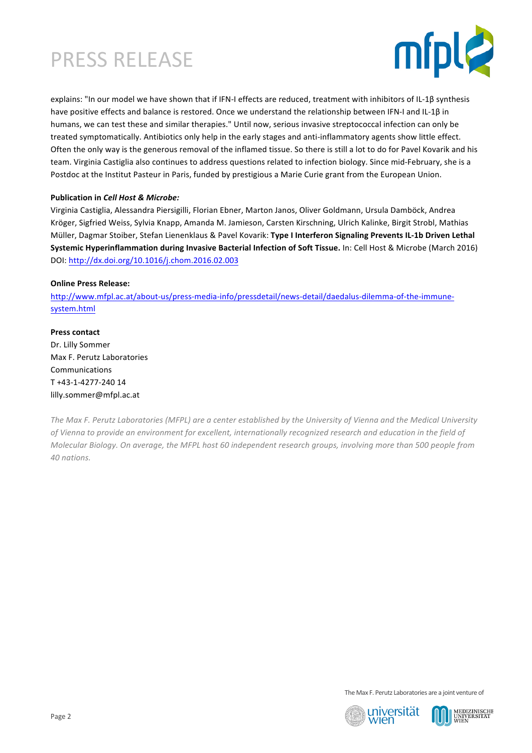explains: "In our model we have shown that if IFN-I effects are reduced, treatment with inhibitors of IL-1β synthesis have positive effects and balance is restored. Once we understand the relationship between IFN-I and IL-1β in humans, we can test these and similar therapies." Until now, serious invasive streptococcal infection can only be treated symptomatically. Antibiotics only help in the early stages and anti-inflammatory agents show little effect. Often the only way is the generous removal of the inflamed tissue. So there is still a lot to do for Pavel Kovarik and his team. Virginia Castiglia also continues to address questions related to infection biology. Since mid-February, she is a Postdoc at the Institut Pasteur in Paris, funded by prestigious a Marie Curie grant from the European Union.

**Publication in *Cell Host & Microbe:***

Virginia Castiglia, Alessandra Piersigilli, Florian Ebner, Marton Janos, Oliver Goldmann, Ursula Damböck, Andrea Kröger, Sigfried Weiss, Sylvia Knapp, Amanda M. Jamieson, Carsten Kirschning, Ulrich Kalinke, Birgit Strobl, Mathias Müller, Dagmar Stoiber, Stefan Lienenklaus & Pavel Kovarik: **Type I Interferon Signaling Prevents IL-1b Driven Lethal Systemic Hyperinflammation during Invasive Bacterial Infection of Soft Tissue.** In: Cell Host & Microbe (March 2016) DOI: http://dx.doi.org/10.1016/j.chom.2016.02.003

**Online Press Release:**

http://www.mfpl.ac.at/about-us/press-media-info/pressdetail/news-detail/daedalus-dilemma-of-the-immune-system.html

**Press contact**

Dr. Lilly Sommer
Max F. Perutz Laboratories
Communications
T +43-1-4277-240 14
lilly.sommer@mfpl.ac.at

*The Max F. Perutz Laboratories (MFPL) are a center established by the University of Vienna and the Medical University of Vienna to provide an environment for excellent, internationally recognized research and education in the field of Molecular Biology. On average, the MFPL host 60 independent research groups, involving more than 500 people from 40 nations.*

The Max F. Perutz Laboratories are a joint venture of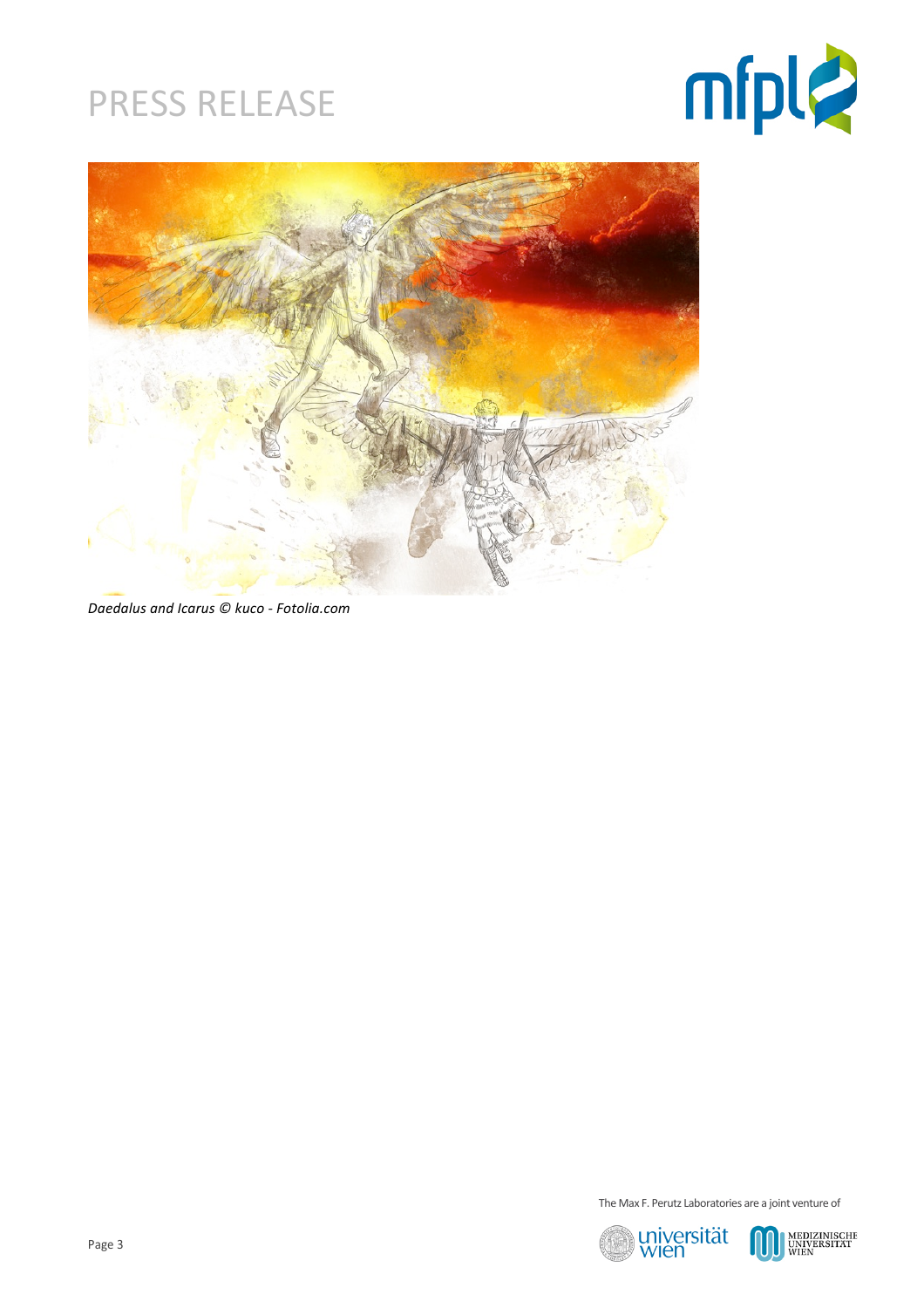*Daedalus and Icarus © kuco - Fotolia.com*